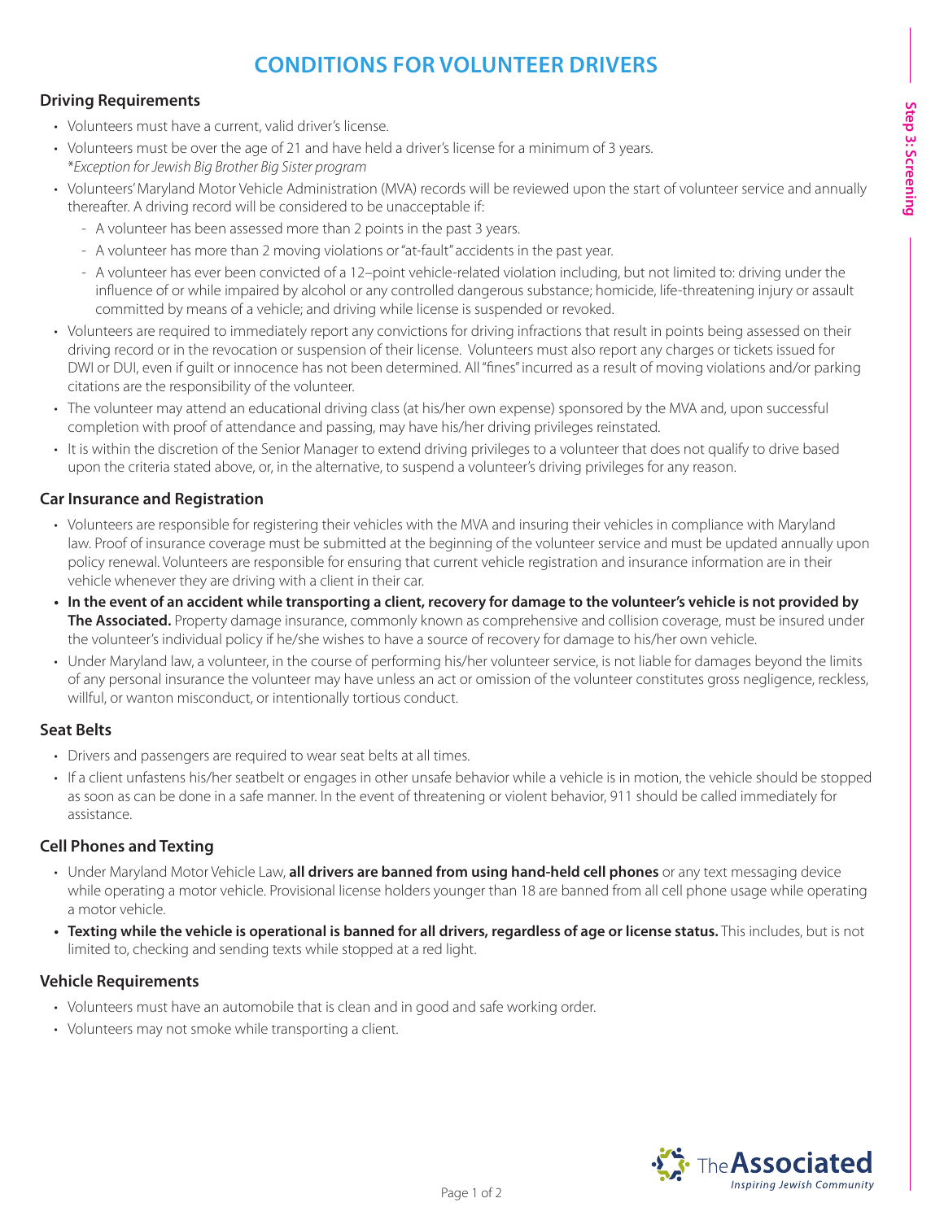# CONDITIONS FOR VOLUNTEER DRIVERS

## Driving Requirements

- Volunteers must have a current, valid driver's license.
- Volunteers must be over the age of 21 and have held a driver's license for a minimum of 3 years.
  **Exception for Jewish Big Brother Big Sister program*
- Volunteers' Maryland Motor Vehicle Administration (MVA) records will be reviewed upon the start of volunteer service and annually thereafter. A driving record will be considered to be unacceptable if:
  - A volunteer has been assessed more than 2 points in the past 3 years.
  - A volunteer has more than 2 moving violations or "at-fault" accidents in the past year.
  - A volunteer has ever been convicted of a 12–point vehicle-related violation including, but not limited to: driving under the influence of or while impaired by alcohol or any controlled dangerous substance; homicide, life-threatening injury or assault committed by means of a vehicle; and driving while license is suspended or revoked.
- Volunteers are required to immediately report any convictions for driving infractions that result in points being assessed on their driving record or in the revocation or suspension of their license. Volunteers must also report any charges or tickets issued for DWI or DUI, even if guilt or innocence has not been determined. All "fines" incurred as a result of moving violations and/or parking citations are the responsibility of the volunteer.
- The volunteer may attend an educational driving class (at his/her own expense) sponsored by the MVA and, upon successful completion with proof of attendance and passing, may have his/her driving privileges reinstated.
- It is within the discretion of the Senior Manager to extend driving privileges to a volunteer that does not qualify to drive based upon the criteria stated above, or, in the alternative, to suspend a volunteer's driving privileges for any reason.

## Car Insurance and Registration

- Volunteers are responsible for registering their vehicles with the MVA and insuring their vehicles in compliance with Maryland law. Proof of insurance coverage must be submitted at the beginning of the volunteer service and must be updated annually upon policy renewal. Volunteers are responsible for ensuring that current vehicle registration and insurance information are in their vehicle whenever they are driving with a client in their car.
- **In the event of an accident while transporting a client, recovery for damage to the volunteer's vehicle is not provided by The Associated.** Property damage insurance, commonly known as comprehensive and collision coverage, must be insured under the volunteer's individual policy if he/she wishes to have a source of recovery for damage to his/her own vehicle.
- Under Maryland law, a volunteer, in the course of performing his/her volunteer service, is not liable for damages beyond the limits of any personal insurance the volunteer may have unless an act or omission of the volunteer constitutes gross negligence, reckless, willful, or wanton misconduct, or intentionally tortious conduct.

## Seat Belts

- Drivers and passengers are required to wear seat belts at all times.
- If a client unfastens his/her seatbelt or engages in other unsafe behavior while a vehicle is in motion, the vehicle should be stopped as soon as can be done in a safe manner. In the event of threatening or violent behavior, 911 should be called immediately for assistance.

## Cell Phones and Texting

- Under Maryland Motor Vehicle Law, **all drivers are banned from using hand-held cell phones** or any text messaging device while operating a motor vehicle. Provisional license holders younger than 18 are banned from all cell phone usage while operating a motor vehicle.
- **Texting while the vehicle is operational is banned for all drivers, regardless of age or license status.** This includes, but is not limited to, checking and sending texts while stopped at a red light.

## Vehicle Requirements

- Volunteers must have an automobile that is clean and in good and safe working order.
- Volunteers may not smoke while transporting a client.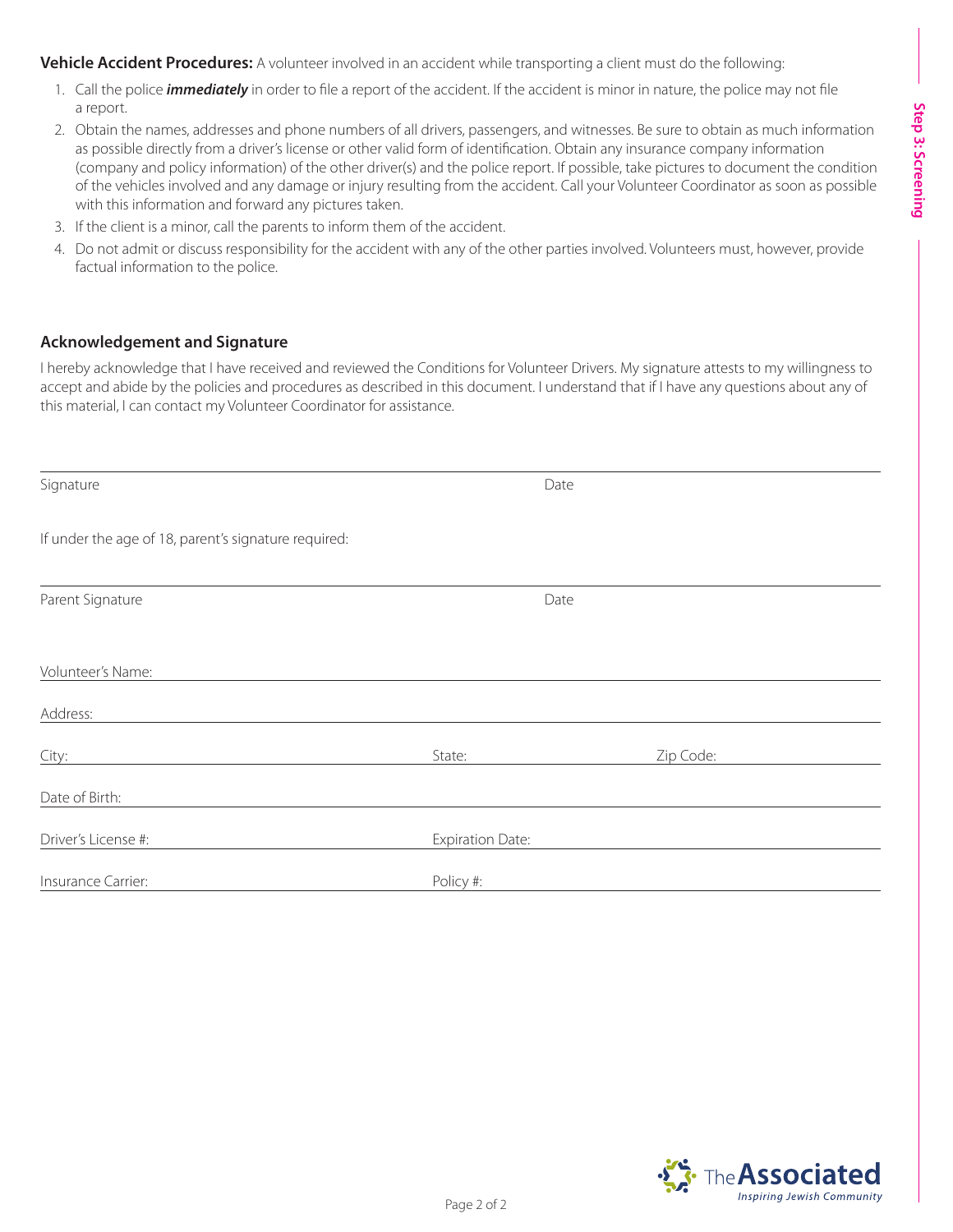**Vehicle Accident Procedures:** A volunteer involved in an accident while transporting a client must do the following:

1. Call the police ***immediately*** in order to file a report of the accident. If the accident is minor in nature, the police may not file a report.
2. Obtain the names, addresses and phone numbers of all drivers, passengers, and witnesses. Be sure to obtain as much information as possible directly from a driver's license or other valid form of identification. Obtain any insurance company information (company and policy information) of the other driver(s) and the police report. If possible, take pictures to document the condition of the vehicles involved and any damage or injury resulting from the accident. Call your Volunteer Coordinator as soon as possible with this information and forward any pictures taken.
3. If the client is a minor, call the parents to inform them of the accident.
4. Do not admit or discuss responsibility for the accident with any of the other parties involved. Volunteers must, however, provide factual information to the police.

### Acknowledgement and Signature

I hereby acknowledge that I have received and reviewed the Conditions for Volunteer Drivers. My signature attests to my willingness to accept and abide by the policies and procedures as described in this document. I understand that if I have any questions about any of this material, I can contact my Volunteer Coordinator for assistance.

Signature \_\_\_\_\_\_\_\_\_\_\_\_\_\_\_\_\_\_\_\_ Date \_\_\_\_\_\_\_\_\_\_

If under the age of 18, parent's signature required:

Parent Signature \_\_\_\_\_\_\_\_\_\_\_\_\_\_\_\_\_\_\_\_ Date \_\_\_\_\_\_\_\_\_\_

Volunteer's Name: \_\_\_\_\_\_\_\_\_\_\_\_\_\_\_\_\_\_\_\_

Address: \_\_\_\_\_\_\_\_\_\_\_\_\_\_\_\_\_\_\_\_

City: \_\_\_\_\_\_\_\_\_\_ State: \_\_\_\_\_\_\_\_\_\_ Zip Code: \_\_\_\_\_\_\_\_\_\_

Date of Birth: \_\_\_\_\_\_\_\_\_\_\_\_\_\_\_\_\_\_\_\_

Driver's License #: \_\_\_\_\_\_\_\_\_\_ Expiration Date: \_\_\_\_\_\_\_\_\_\_

Insurance Carrier: \_\_\_\_\_\_\_\_\_\_ Policy #: \_\_\_\_\_\_\_\_\_\_